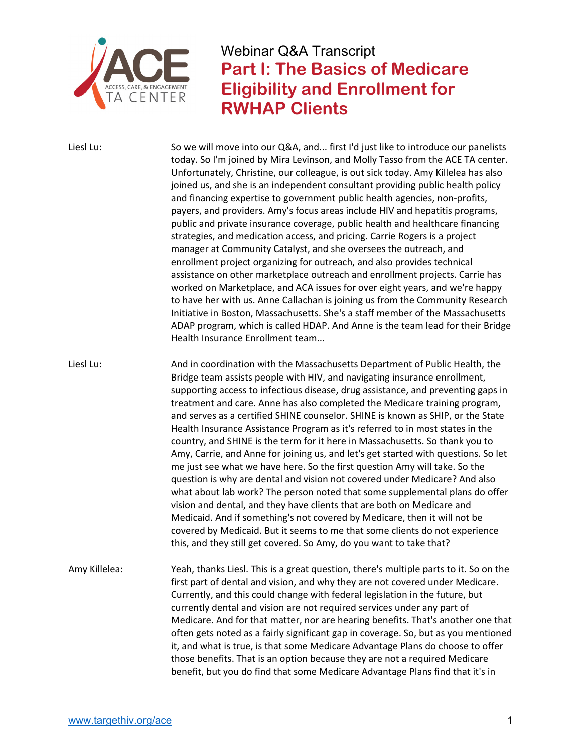# Webinar Q&A Transcript

## Part I: The Basics of Medicare Eligibility and Enrollment for RWHAP Clients

**Liesl Lu:** So we will move into our Q&A, and... first I'd just like to introduce our panelists today. So I'm joined by Mira Levinson, and Molly Tasso from the ACE TA center. Unfortunately, Christine, our colleague, is out sick today. Amy Killelea has also joined us, and she is an independent consultant providing public health policy and financing expertise to government public health agencies, non-profits, payers, and providers. Amy's focus areas include HIV and hepatitis programs, public and private insurance coverage, public health and healthcare financing strategies, and medication access, and pricing. Carrie Rogers is a project manager at Community Catalyst, and she oversees the outreach, and enrollment project organizing for outreach, and also provides technical assistance on other marketplace outreach and enrollment projects. Carrie has worked on Marketplace, and ACA issues for over eight years, and we're happy to have her with us. Anne Callachan is joining us from the Community Research Initiative in Boston, Massachusetts. She's a staff member of the Massachusetts ADAP program, which is called HDAP. And Anne is the team lead for their Bridge Health Insurance Enrollment team...

**Liesl Lu:** And in coordination with the Massachusetts Department of Public Health, the Bridge team assists people with HIV, and navigating insurance enrollment, supporting access to infectious disease, drug assistance, and preventing gaps in treatment and care. Anne has also completed the Medicare training program, and serves as a certified SHINE counselor. SHINE is known as SHIP, or the State Health Insurance Assistance Program as it's referred to in most states in the country, and SHINE is the term for it here in Massachusetts. So thank you to Amy, Carrie, and Anne for joining us, and let's get started with questions. So let me just see what we have here. So the first question Amy will take. So the question is why are dental and vision not covered under Medicare? And also what about lab work? The person noted that some supplemental plans do offer vision and dental, and they have clients that are both on Medicare and Medicaid. And if something's not covered by Medicare, then it will not be covered by Medicaid. But it seems to me that some clients do not experience this, and they still get covered. So Amy, do you want to take that?

**Amy Killelea:** Yeah, thanks Liesl. This is a great question, there's multiple parts to it. So on the first part of dental and vision, and why they are not covered under Medicare. Currently, and this could change with federal legislation in the future, but currently dental and vision are not required services under any part of Medicare. And for that matter, nor are hearing benefits. That's another one that often gets noted as a fairly significant gap in coverage. So, but as you mentioned it, and what is true, is that some Medicare Advantage Plans do choose to offer those benefits. That is an option because they are not a required Medicare benefit, but you do find that some Medicare Advantage Plans find that it's in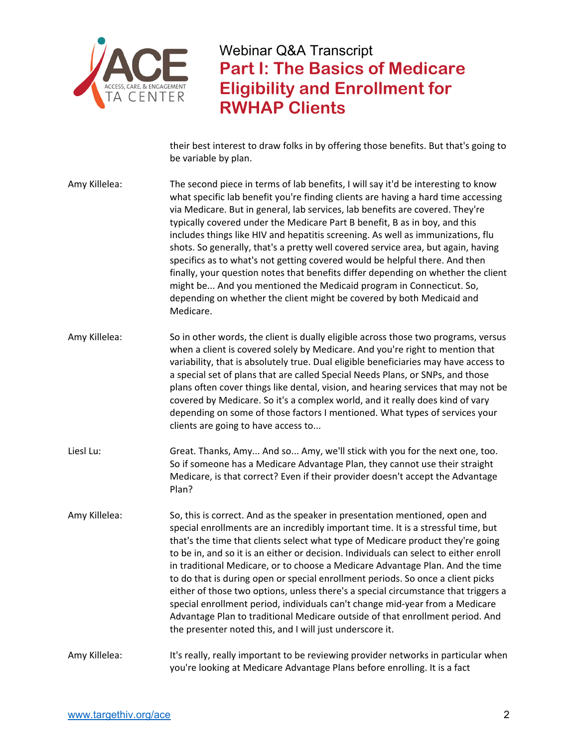their best interest to draw folks in by offering those benefits. But that's going to be variable by plan.

Amy Killelea: The second piece in terms of lab benefits, I will say it'd be interesting to know what specific lab benefit you're finding clients are having a hard time accessing via Medicare. But in general, lab services, lab benefits are covered. They're typically covered under the Medicare Part B benefit, B as in boy, and this includes things like HIV and hepatitis screening. As well as immunizations, flu shots. So generally, that's a pretty well covered service area, but again, having specifics as to what's not getting covered would be helpful there. And then finally, your question notes that benefits differ depending on whether the client might be... And you mentioned the Medicaid program in Connecticut. So, depending on whether the client might be covered by both Medicaid and Medicare.

Amy Killelea: So in other words, the client is dually eligible across those two programs, versus when a client is covered solely by Medicare. And you're right to mention that variability, that is absolutely true. Dual eligible beneficiaries may have access to a special set of plans that are called Special Needs Plans, or SNPs, and those plans often cover things like dental, vision, and hearing services that may not be covered by Medicare. So it's a complex world, and it really does kind of vary depending on some of those factors I mentioned. What types of services your clients are going to have access to...

Liesl Lu: Great. Thanks, Amy... And so... Amy, we'll stick with you for the next one, too. So if someone has a Medicare Advantage Plan, they cannot use their straight Medicare, is that correct? Even if their provider doesn't accept the Advantage Plan?

Amy Killelea: So, this is correct. And as the speaker in presentation mentioned, open and special enrollments are an incredibly important time. It is a stressful time, but that's the time that clients select what type of Medicare product they're going to be in, and so it is an either or decision. Individuals can select to either enroll in traditional Medicare, or to choose a Medicare Advantage Plan. And the time to do that is during open or special enrollment periods. So once a client picks either of those two options, unless there's a special circumstance that triggers a special enrollment period, individuals can't change mid-year from a Medicare Advantage Plan to traditional Medicare outside of that enrollment period. And the presenter noted this, and I will just underscore it.

Amy Killelea: It's really, really important to be reviewing provider networks in particular when you're looking at Medicare Advantage Plans before enrolling. It is a fact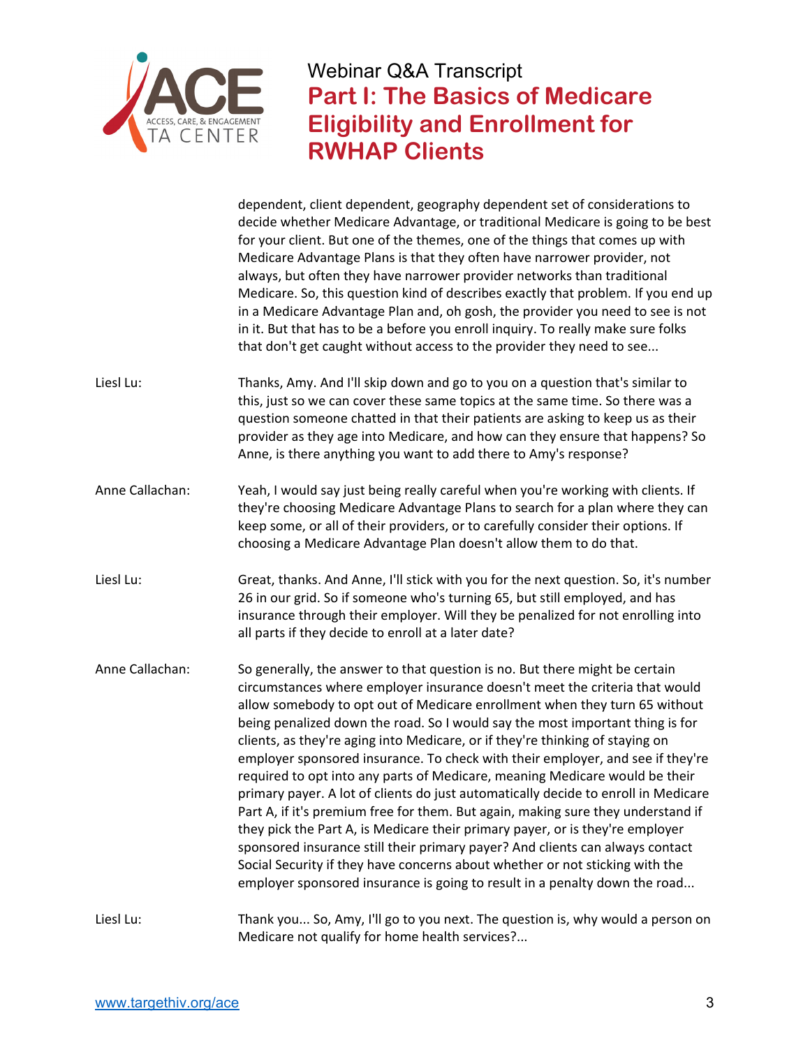dependent, client dependent, geography dependent set of considerations to decide whether Medicare Advantage, or traditional Medicare is going to be best for your client. But one of the themes, one of the things that comes up with Medicare Advantage Plans is that they often have narrower provider, not always, but often they have narrower provider networks than traditional Medicare. So, this question kind of describes exactly that problem. If you end up in a Medicare Advantage Plan and, oh gosh, the provider you need to see is not in it. But that has to be a before you enroll inquiry. To really make sure folks that don't get caught without access to the provider they need to see...

**Liesl Lu:** Thanks, Amy. And I'll skip down and go to you on a question that's similar to this, just so we can cover these same topics at the same time. So there was a question someone chatted in that their patients are asking to keep us as their provider as they age into Medicare, and how can they ensure that happens? So Anne, is there anything you want to add there to Amy's response?

**Anne Callachan:** Yeah, I would say just being really careful when you're working with clients. If they're choosing Medicare Advantage Plans to search for a plan where they can keep some, or all of their providers, or to carefully consider their options. If choosing a Medicare Advantage Plan doesn't allow them to do that.

**Liesl Lu:** Great, thanks. And Anne, I'll stick with you for the next question. So, it's number 26 in our grid. So if someone who's turning 65, but still employed, and has insurance through their employer. Will they be penalized for not enrolling into all parts if they decide to enroll at a later date?

**Anne Callachan:** So generally, the answer to that question is no. But there might be certain circumstances where employer insurance doesn't meet the criteria that would allow somebody to opt out of Medicare enrollment when they turn 65 without being penalized down the road. So I would say the most important thing is for clients, as they're aging into Medicare, or if they're thinking of staying on employer sponsored insurance. To check with their employer, and see if they're required to opt into any parts of Medicare, meaning Medicare would be their primary payer. A lot of clients do just automatically decide to enroll in Medicare Part A, if it's premium free for them. But again, making sure they understand if they pick the Part A, is Medicare their primary payer, or is they're employer sponsored insurance still their primary payer? And clients can always contact Social Security if they have concerns about whether or not sticking with the employer sponsored insurance is going to result in a penalty down the road...

**Liesl Lu:** Thank you... So, Amy, I'll go to you next. The question is, why would a person on Medicare not qualify for home health services?...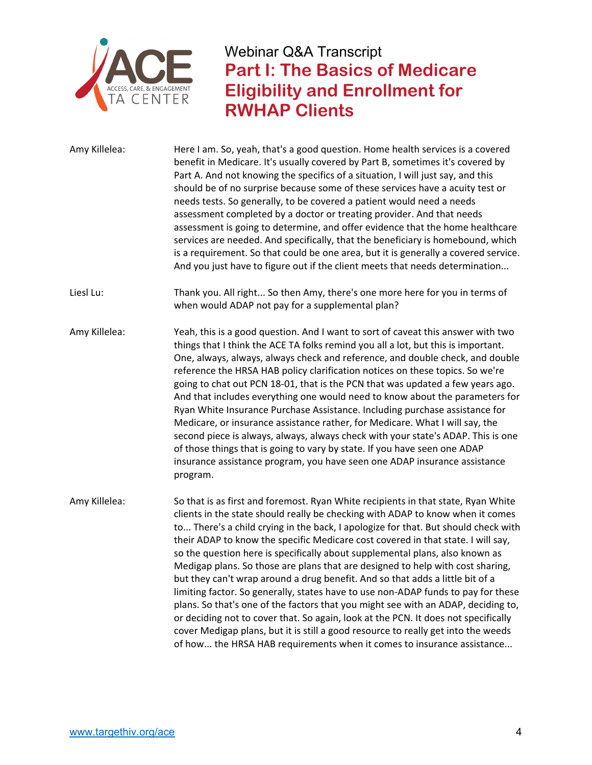Amy Killelea: Here I am. So, yeah, that's a good question. Home health services is a covered benefit in Medicare. It's usually covered by Part B, sometimes it's covered by Part A. And not knowing the specifics of a situation, I will just say, and this should be of no surprise because some of these services have a acuity test or needs tests. So generally, to be covered a patient would need a needs assessment completed by a doctor or treating provider. And that needs assessment is going to determine, and offer evidence that the home healthcare services are needed. And specifically, that the beneficiary is homebound, which is a requirement. So that could be one area, but it is generally a covered service. And you just have to figure out if the client meets that needs determination...

Liesl Lu: Thank you. All right... So then Amy, there's one more here for you in terms of when would ADAP not pay for a supplemental plan?

Amy Killelea: Yeah, this is a good question. And I want to sort of caveat this answer with two things that I think the ACE TA folks remind you all a lot, but this is important. One, always, always, always check and reference, and double check, and double reference the HRSA HAB policy clarification notices on these topics. So we're going to chat out PCN 18-01, that is the PCN that was updated a few years ago. And that includes everything one would need to know about the parameters for Ryan White Insurance Purchase Assistance. Including purchase assistance for Medicare, or insurance assistance rather, for Medicare. What I will say, the second piece is always, always, always check with your state's ADAP. This is one of those things that is going to vary by state. If you have seen one ADAP insurance assistance program, you have seen one ADAP insurance assistance program.

Amy Killelea: So that is as first and foremost. Ryan White recipients in that state, Ryan White clients in the state should really be checking with ADAP to know when it comes to... There's a child crying in the back, I apologize for that. But should check with their ADAP to know the specific Medicare cost covered in that state. I will say, so the question here is specifically about supplemental plans, also known as Medigap plans. So those are plans that are designed to help with cost sharing, but they can't wrap around a drug benefit. And so that adds a little bit of a limiting factor. So generally, states have to use non-ADAP funds to pay for these plans. So that's one of the factors that you might see with an ADAP, deciding to, or deciding not to cover that. So again, look at the PCN. It does not specifically cover Medigap plans, but it is still a good resource to really get into the weeds of how... the HRSA HAB requirements when it comes to insurance assistance...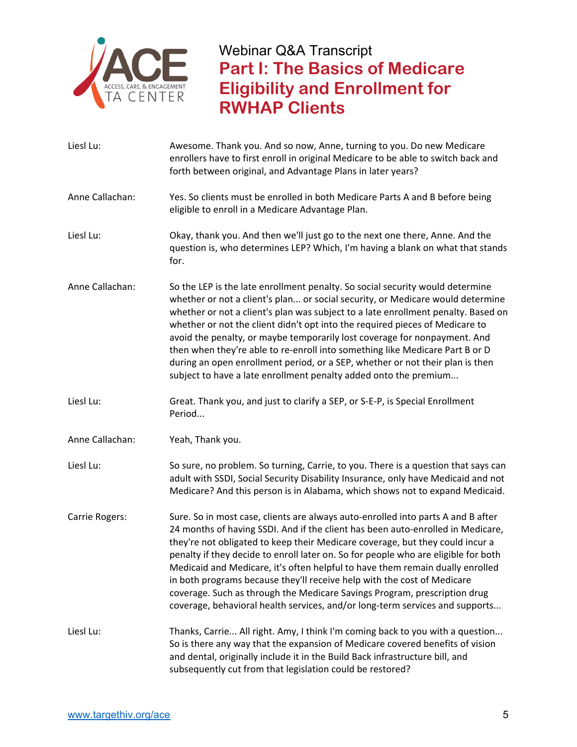Liesl Lu: Awesome. Thank you. And so now, Anne, turning to you. Do new Medicare enrollers have to first enroll in original Medicare to be able to switch back and forth between original, and Advantage Plans in later years?

Anne Callachan: Yes. So clients must be enrolled in both Medicare Parts A and B before being eligible to enroll in a Medicare Advantage Plan.

Liesl Lu: Okay, thank you. And then we'll just go to the next one there, Anne. And the question is, who determines LEP? Which, I'm having a blank on what that stands for.

Anne Callachan: So the LEP is the late enrollment penalty. So social security would determine whether or not a client's plan... or social security, or Medicare would determine whether or not a client's plan was subject to a late enrollment penalty. Based on whether or not the client didn't opt into the required pieces of Medicare to avoid the penalty, or maybe temporarily lost coverage for nonpayment. And then when they're able to re-enroll into something like Medicare Part B or D during an open enrollment period, or a SEP, whether or not their plan is then subject to have a late enrollment penalty added onto the premium...

Liesl Lu: Great. Thank you, and just to clarify a SEP, or S-E-P, is Special Enrollment Period...

Anne Callachan: Yeah, Thank you.

Liesl Lu: So sure, no problem. So turning, Carrie, to you. There is a question that says can adult with SSDI, Social Security Disability Insurance, only have Medicaid and not Medicare? And this person is in Alabama, which shows not to expand Medicaid.

Carrie Rogers: Sure. So in most case, clients are always auto-enrolled into parts A and B after 24 months of having SSDI. And if the client has been auto-enrolled in Medicare, they're not obligated to keep their Medicare coverage, but they could incur a penalty if they decide to enroll later on. So for people who are eligible for both Medicaid and Medicare, it's often helpful to have them remain dually enrolled in both programs because they'll receive help with the cost of Medicare coverage. Such as through the Medicare Savings Program, prescription drug coverage, behavioral health services, and/or long-term services and supports...

Liesl Lu: Thanks, Carrie... All right. Amy, I think I'm coming back to you with a question... So is there any way that the expansion of Medicare covered benefits of vision and dental, originally include it in the Build Back infrastructure bill, and subsequently cut from that legislation could be restored?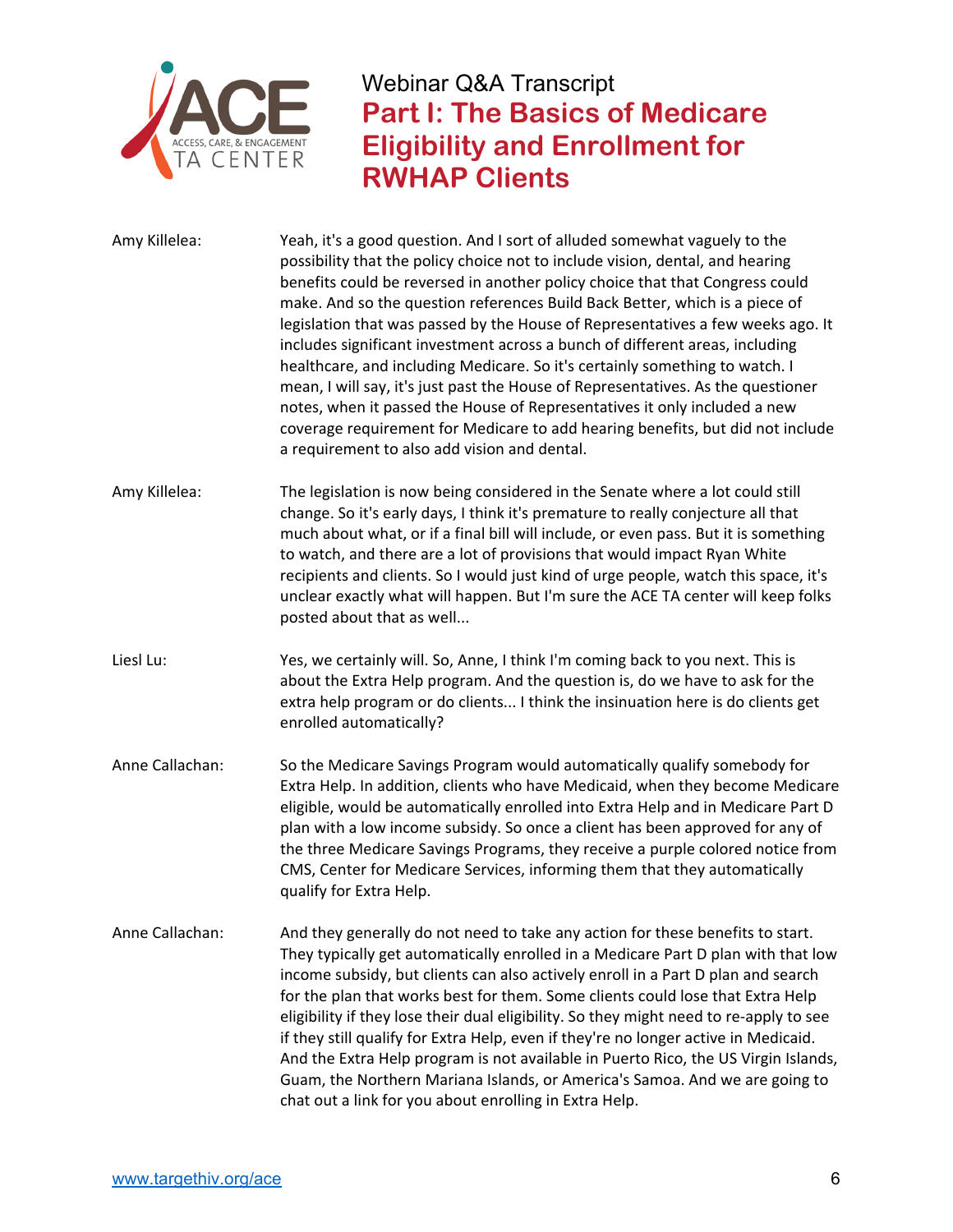Amy Killelea: Yeah, it's a good question. And I sort of alluded somewhat vaguely to the possibility that the policy choice not to include vision, dental, and hearing benefits could be reversed in another policy choice that that Congress could make. And so the question references Build Back Better, which is a piece of legislation that was passed by the House of Representatives a few weeks ago. It includes significant investment across a bunch of different areas, including healthcare, and including Medicare. So it's certainly something to watch. I mean, I will say, it's just past the House of Representatives. As the questioner notes, when it passed the House of Representatives it only included a new coverage requirement for Medicare to add hearing benefits, but did not include a requirement to also add vision and dental.

Amy Killelea: The legislation is now being considered in the Senate where a lot could still change. So it's early days, I think it's premature to really conjecture all that much about what, or if a final bill will include, or even pass. But it is something to watch, and there are a lot of provisions that would impact Ryan White recipients and clients. So I would just kind of urge people, watch this space, it's unclear exactly what will happen. But I'm sure the ACE TA center will keep folks posted about that as well...

Liesl Lu: Yes, we certainly will. So, Anne, I think I'm coming back to you next. This is about the Extra Help program. And the question is, do we have to ask for the extra help program or do clients... I think the insinuation here is do clients get enrolled automatically?

Anne Callachan: So the Medicare Savings Program would automatically qualify somebody for Extra Help. In addition, clients who have Medicaid, when they become Medicare eligible, would be automatically enrolled into Extra Help and in Medicare Part D plan with a low income subsidy. So once a client has been approved for any of the three Medicare Savings Programs, they receive a purple colored notice from CMS, Center for Medicare Services, informing them that they automatically qualify for Extra Help.

Anne Callachan: And they generally do not need to take any action for these benefits to start. They typically get automatically enrolled in a Medicare Part D plan with that low income subsidy, but clients can also actively enroll in a Part D plan and search for the plan that works best for them. Some clients could lose that Extra Help eligibility if they lose their dual eligibility. So they might need to re-apply to see if they still qualify for Extra Help, even if they're no longer active in Medicaid. And the Extra Help program is not available in Puerto Rico, the US Virgin Islands, Guam, the Northern Mariana Islands, or America's Samoa. And we are going to chat out a link for you about enrolling in Extra Help.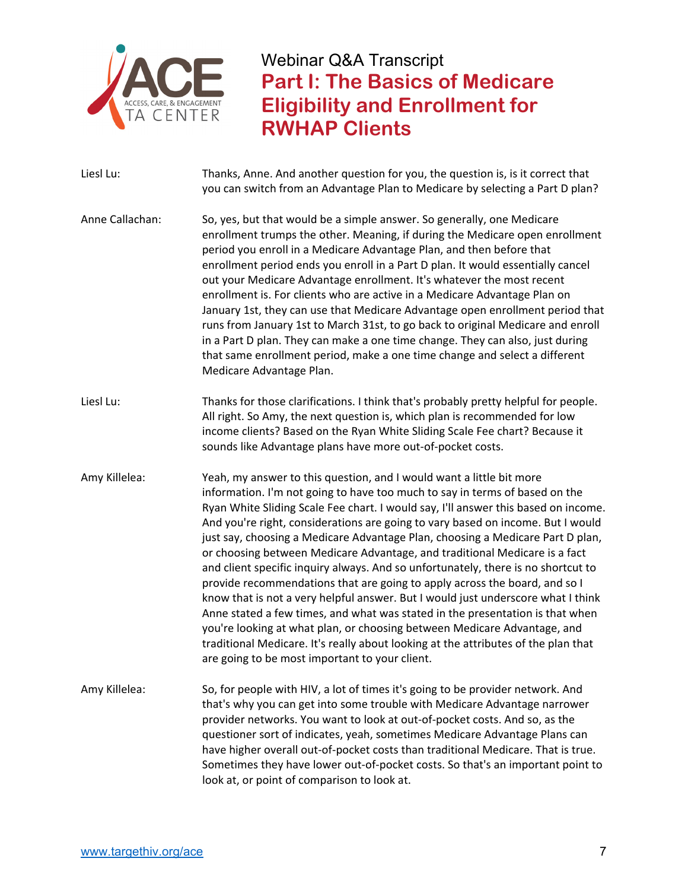Liesl Lu: Thanks, Anne. And another question for you, the question is, is it correct that you can switch from an Advantage Plan to Medicare by selecting a Part D plan?

Anne Callachan: So, yes, but that would be a simple answer. So generally, one Medicare enrollment trumps the other. Meaning, if during the Medicare open enrollment period you enroll in a Medicare Advantage Plan, and then before that enrollment period ends you enroll in a Part D plan. It would essentially cancel out your Medicare Advantage enrollment. It's whatever the most recent enrollment is. For clients who are active in a Medicare Advantage Plan on January 1st, they can use that Medicare Advantage open enrollment period that runs from January 1st to March 31st, to go back to original Medicare and enroll in a Part D plan. They can make a one time change. They can also, just during that same enrollment period, make a one time change and select a different Medicare Advantage Plan.

Liesl Lu: Thanks for those clarifications. I think that's probably pretty helpful for people. All right. So Amy, the next question is, which plan is recommended for low income clients? Based on the Ryan White Sliding Scale Fee chart? Because it sounds like Advantage plans have more out-of-pocket costs.

Amy Killelea: Yeah, my answer to this question, and I would want a little bit more information. I'm not going to have too much to say in terms of based on the Ryan White Sliding Scale Fee chart. I would say, I'll answer this based on income. And you're right, considerations are going to vary based on income. But I would just say, choosing a Medicare Advantage Plan, choosing a Medicare Part D plan, or choosing between Medicare Advantage, and traditional Medicare is a fact and client specific inquiry always. And so unfortunately, there is no shortcut to provide recommendations that are going to apply across the board, and so I know that is not a very helpful answer. But I would just underscore what I think Anne stated a few times, and what was stated in the presentation is that when you're looking at what plan, or choosing between Medicare Advantage, and traditional Medicare. It's really about looking at the attributes of the plan that are going to be most important to your client.

Amy Killelea: So, for people with HIV, a lot of times it's going to be provider network. And that's why you can get into some trouble with Medicare Advantage narrower provider networks. You want to look at out-of-pocket costs. And so, as the questioner sort of indicates, yeah, sometimes Medicare Advantage Plans can have higher overall out-of-pocket costs than traditional Medicare. That is true. Sometimes they have lower out-of-pocket costs. So that's an important point to look at, or point of comparison to look at.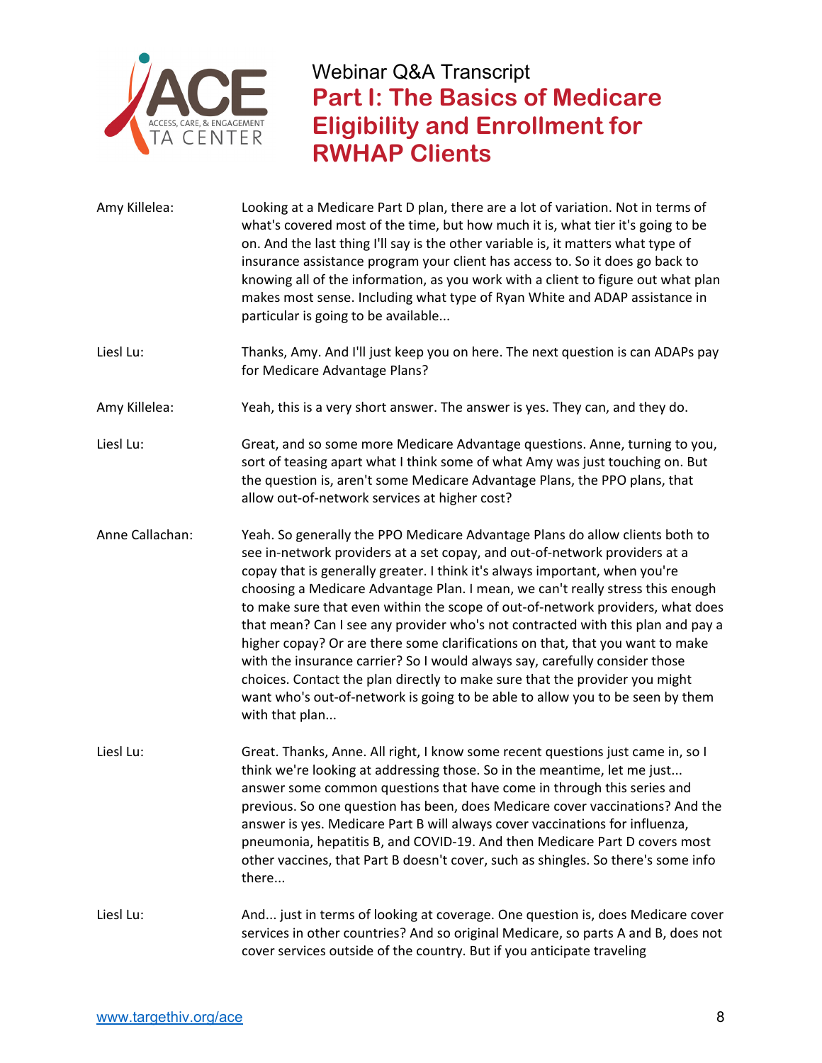Amy Killelea: Looking at a Medicare Part D plan, there are a lot of variation. Not in terms of what's covered most of the time, but how much it is, what tier it's going to be on. And the last thing I'll say is the other variable is, it matters what type of insurance assistance program your client has access to. So it does go back to knowing all of the information, as you work with a client to figure out what plan makes most sense. Including what type of Ryan White and ADAP assistance in particular is going to be available...

Liesl Lu: Thanks, Amy. And I'll just keep you on here. The next question is can ADAPs pay for Medicare Advantage Plans?

Amy Killelea: Yeah, this is a very short answer. The answer is yes. They can, and they do.

Liesl Lu: Great, and so some more Medicare Advantage questions. Anne, turning to you, sort of teasing apart what I think some of what Amy was just touching on. But the question is, aren't some Medicare Advantage Plans, the PPO plans, that allow out-of-network services at higher cost?

Anne Callachan: Yeah. So generally the PPO Medicare Advantage Plans do allow clients both to see in-network providers at a set copay, and out-of-network providers at a copay that is generally greater. I think it's always important, when you're choosing a Medicare Advantage Plan. I mean, we can't really stress this enough to make sure that even within the scope of out-of-network providers, what does that mean? Can I see any provider who's not contracted with this plan and pay a higher copay? Or are there some clarifications on that, that you want to make with the insurance carrier? So I would always say, carefully consider those choices. Contact the plan directly to make sure that the provider you might want who's out-of-network is going to be able to allow you to be seen by them with that plan...

Liesl Lu: Great. Thanks, Anne. All right, I know some recent questions just came in, so I think we're looking at addressing those. So in the meantime, let me just... answer some common questions that have come in through this series and previous. So one question has been, does Medicare cover vaccinations? And the answer is yes. Medicare Part B will always cover vaccinations for influenza, pneumonia, hepatitis B, and COVID-19. And then Medicare Part D covers most other vaccines, that Part B doesn't cover, such as shingles. So there's some info there...

Liesl Lu: And... just in terms of looking at coverage. One question is, does Medicare cover services in other countries? And so original Medicare, so parts A and B, does not cover services outside of the country. But if you anticipate traveling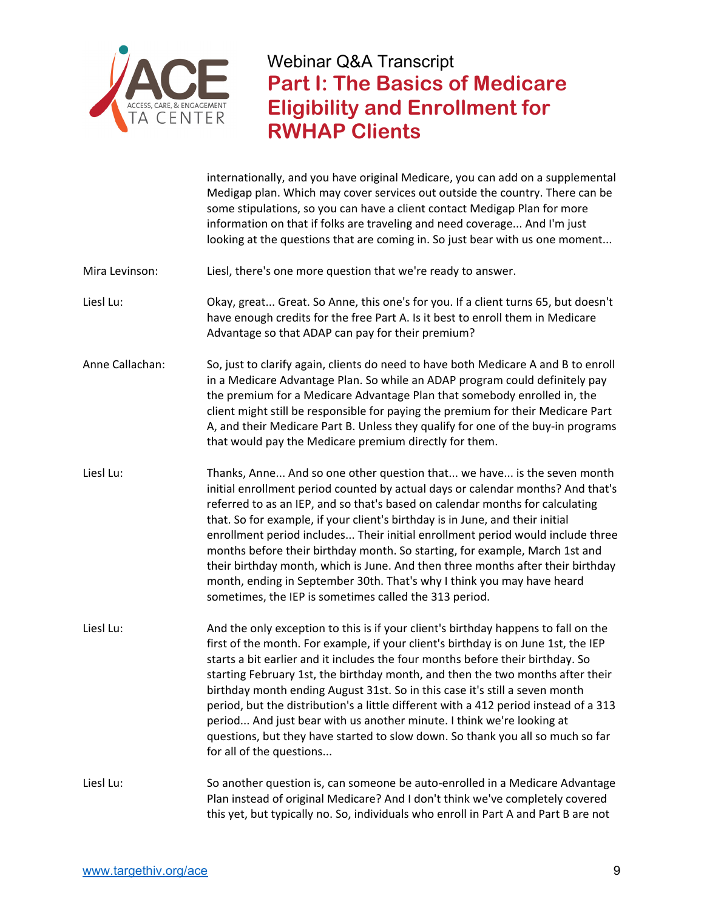internationally, and you have original Medicare, you can add on a supplemental Medigap plan. Which may cover services out outside the country. There can be some stipulations, so you can have a client contact Medigap Plan for more information on that if folks are traveling and need coverage... And I'm just looking at the questions that are coming in. So just bear with us one moment...

Mira Levinson: Liesl, there's one more question that we're ready to answer.

Liesl Lu: Okay, great... Great. So Anne, this one's for you. If a client turns 65, but doesn't have enough credits for the free Part A. Is it best to enroll them in Medicare Advantage so that ADAP can pay for their premium?

Anne Callachan: So, just to clarify again, clients do need to have both Medicare A and B to enroll in a Medicare Advantage Plan. So while an ADAP program could definitely pay the premium for a Medicare Advantage Plan that somebody enrolled in, the client might still be responsible for paying the premium for their Medicare Part A, and their Medicare Part B. Unless they qualify for one of the buy-in programs that would pay the Medicare premium directly for them.

Liesl Lu: Thanks, Anne... And so one other question that... we have... is the seven month initial enrollment period counted by actual days or calendar months? And that's referred to as an IEP, and so that's based on calendar months for calculating that. So for example, if your client's birthday is in June, and their initial enrollment period includes... Their initial enrollment period would include three months before their birthday month. So starting, for example, March 1st and their birthday month, which is June. And then three months after their birthday month, ending in September 30th. That's why I think you may have heard sometimes, the IEP is sometimes called the 313 period.

Liesl Lu: And the only exception to this is if your client's birthday happens to fall on the first of the month. For example, if your client's birthday is on June 1st, the IEP starts a bit earlier and it includes the four months before their birthday. So starting February 1st, the birthday month, and then the two months after their birthday month ending August 31st. So in this case it's still a seven month period, but the distribution's a little different with a 412 period instead of a 313 period... And just bear with us another minute. I think we're looking at questions, but they have started to slow down. So thank you all so much so far for all of the questions...

Liesl Lu: So another question is, can someone be auto-enrolled in a Medicare Advantage Plan instead of original Medicare? And I don't think we've completely covered this yet, but typically no. So, individuals who enroll in Part A and Part B are not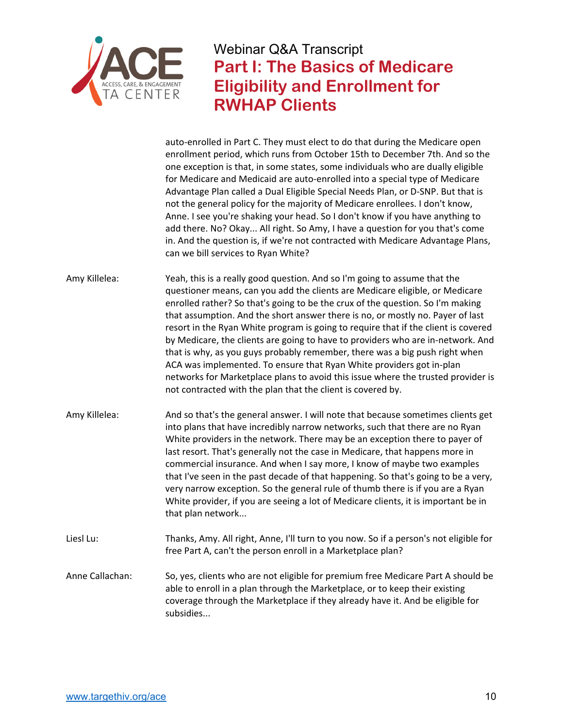auto-enrolled in Part C. They must elect to do that during the Medicare open enrollment period, which runs from October 15th to December 7th. And so the one exception is that, in some states, some individuals who are dually eligible for Medicare and Medicaid are auto-enrolled into a special type of Medicare Advantage Plan called a Dual Eligible Special Needs Plan, or D-SNP. But that is not the general policy for the majority of Medicare enrollees. I don't know, Anne. I see you're shaking your head. So I don't know if you have anything to add there. No? Okay... All right. So Amy, I have a question for you that's come in. And the question is, if we're not contracted with Medicare Advantage Plans, can we bill services to Ryan White?

**Amy Killelea:** Yeah, this is a really good question. And so I'm going to assume that the questioner means, can you add the clients are Medicare eligible, or Medicare enrolled rather? So that's going to be the crux of the question. So I'm making that assumption. And the short answer there is no, or mostly no. Payer of last resort in the Ryan White program is going to require that if the client is covered by Medicare, the clients are going to have to providers who are in-network. And that is why, as you guys probably remember, there was a big push right when ACA was implemented. To ensure that Ryan White providers got in-plan networks for Marketplace plans to avoid this issue where the trusted provider is not contracted with the plan that the client is covered by.

**Amy Killelea:** And so that's the general answer. I will note that because sometimes clients get into plans that have incredibly narrow networks, such that there are no Ryan White providers in the network. There may be an exception there to payer of last resort. That's generally not the case in Medicare, that happens more in commercial insurance. And when I say more, I know of maybe two examples that I've seen in the past decade of that happening. So that's going to be a very, very narrow exception. So the general rule of thumb there is if you are a Ryan White provider, if you are seeing a lot of Medicare clients, it is important be in that plan network...

**Liesl Lu:** Thanks, Amy. All right, Anne, I'll turn to you now. So if a person's not eligible for free Part A, can't the person enroll in a Marketplace plan?

**Anne Callachan:** So, yes, clients who are not eligible for premium free Medicare Part A should be able to enroll in a plan through the Marketplace, or to keep their existing coverage through the Marketplace if they already have it. And be eligible for subsidies...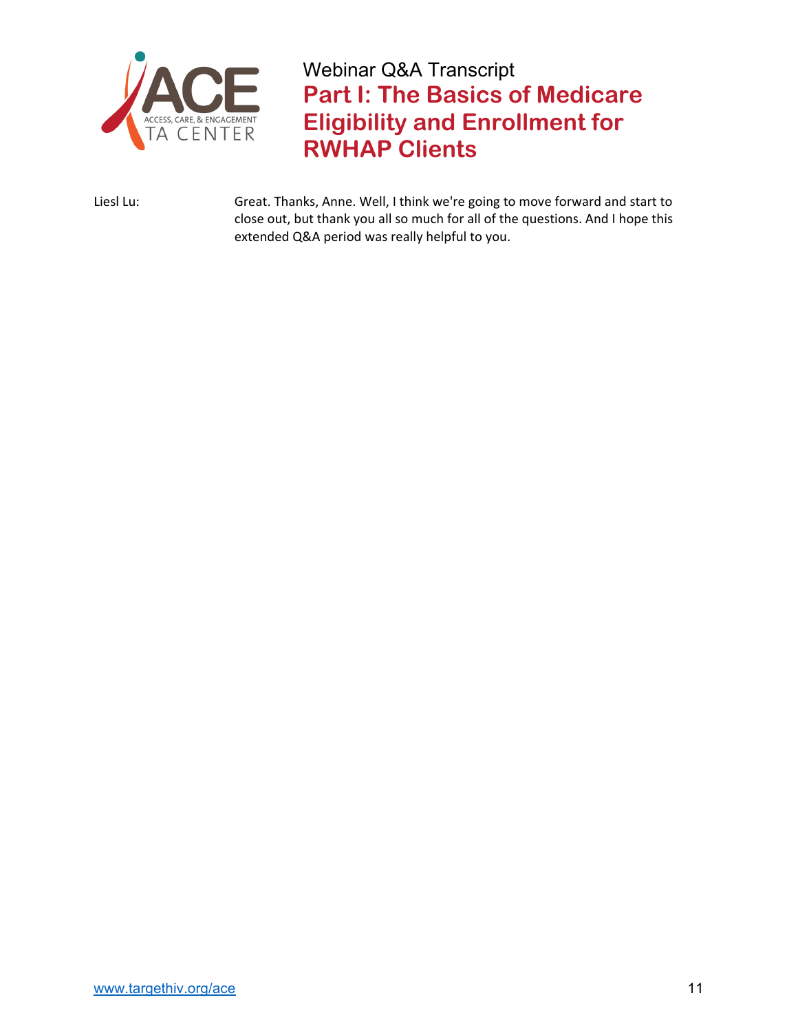Liesl Lu: Great. Thanks, Anne. Well, I think we're going to move forward and start to close out, but thank you all so much for all of the questions. And I hope this extended Q&A period was really helpful to you.